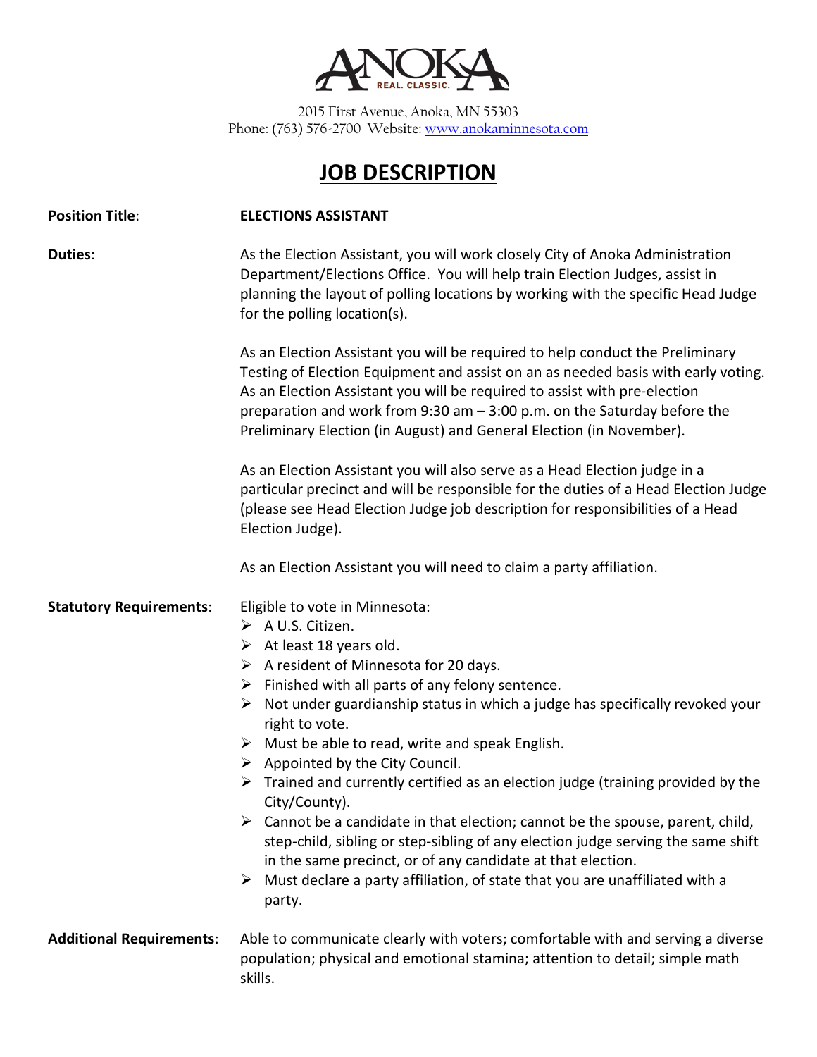ANOKA

REAL. CLASSIC.

2015 First Avenue, Anoka, MN 55303
Phone: (763) 576-2700 Website: www.anokaminnesota.com

# JOB DESCRIPTION

**Position Title**: **ELECTIONS ASSISTANT**

**Duties**:

As the Election Assistant, you will work closely City of Anoka Administration Department/Elections Office. You will help train Election Judges, assist in planning the layout of polling locations by working with the specific Head Judge for the polling location(s).

As an Election Assistant you will be required to help conduct the Preliminary Testing of Election Equipment and assist on an as needed basis with early voting. As an Election Assistant you will be required to assist with pre-election preparation and work from 9:30 am – 3:00 p.m. on the Saturday before the Preliminary Election (in August) and General Election (in November).

As an Election Assistant you will also serve as a Head Election judge in a particular precinct and will be responsible for the duties of a Head Election Judge (please see Head Election Judge job description for responsibilities of a Head Election Judge).

As an Election Assistant you will need to claim a party affiliation.

**Statutory Requirements**:

Eligible to vote in Minnesota:

- A U.S. Citizen.
- At least 18 years old.
- A resident of Minnesota for 20 days.
- Finished with all parts of any felony sentence.
- Not under guardianship status in which a judge has specifically revoked your right to vote.
- Must be able to read, write and speak English.
- Appointed by the City Council.
- Trained and currently certified as an election judge (training provided by the City/County).
- Cannot be a candidate in that election; cannot be the spouse, parent, child, step-child, sibling or step-sibling of any election judge serving the same shift in the same precinct, or of any candidate at that election.
- Must declare a party affiliation, of state that you are unaffiliated with a party.

**Additional Requirements**:

Able to communicate clearly with voters; comfortable with and serving a diverse population; physical and emotional stamina; attention to detail; simple math skills.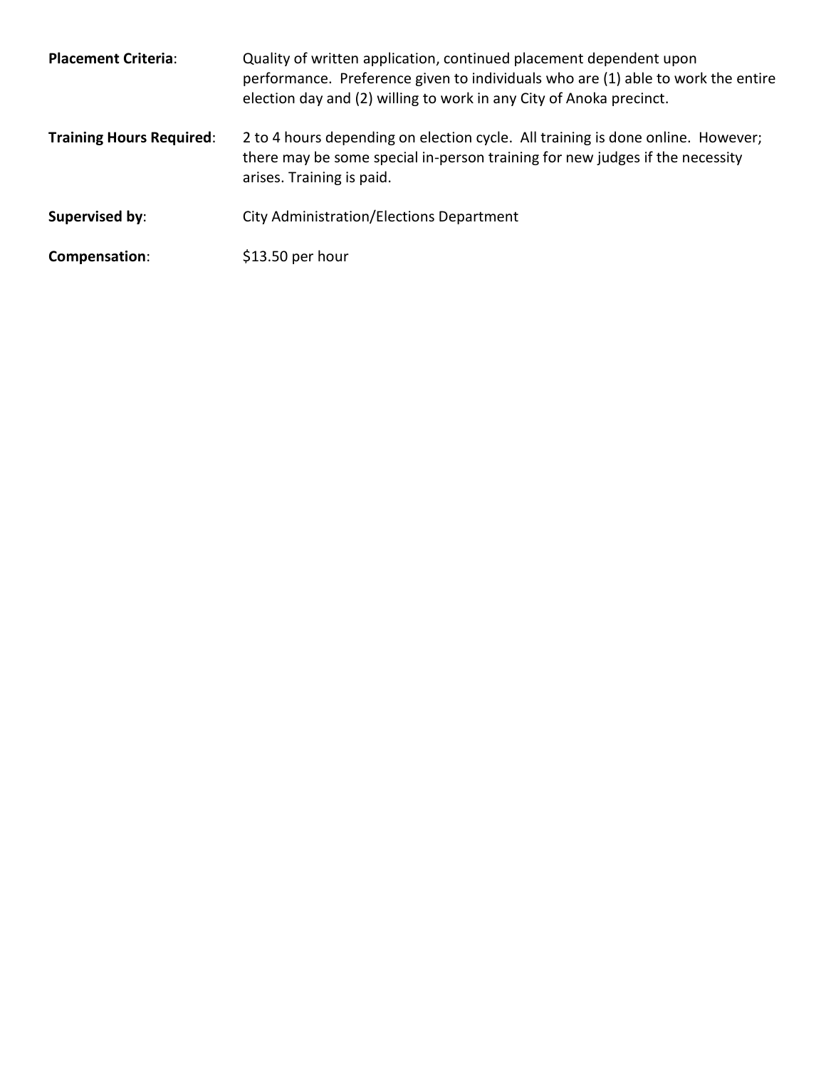**Placement Criteria**: Quality of written application, continued placement dependent upon performance. Preference given to individuals who are (1) able to work the entire election day and (2) willing to work in any City of Anoka precinct.

**Training Hours Required**: 2 to 4 hours depending on election cycle. All training is done online. However; there may be some special in-person training for new judges if the necessity arises. Training is paid.

**Supervised by**: City Administration/Elections Department

**Compensation**: $13.50 per hour